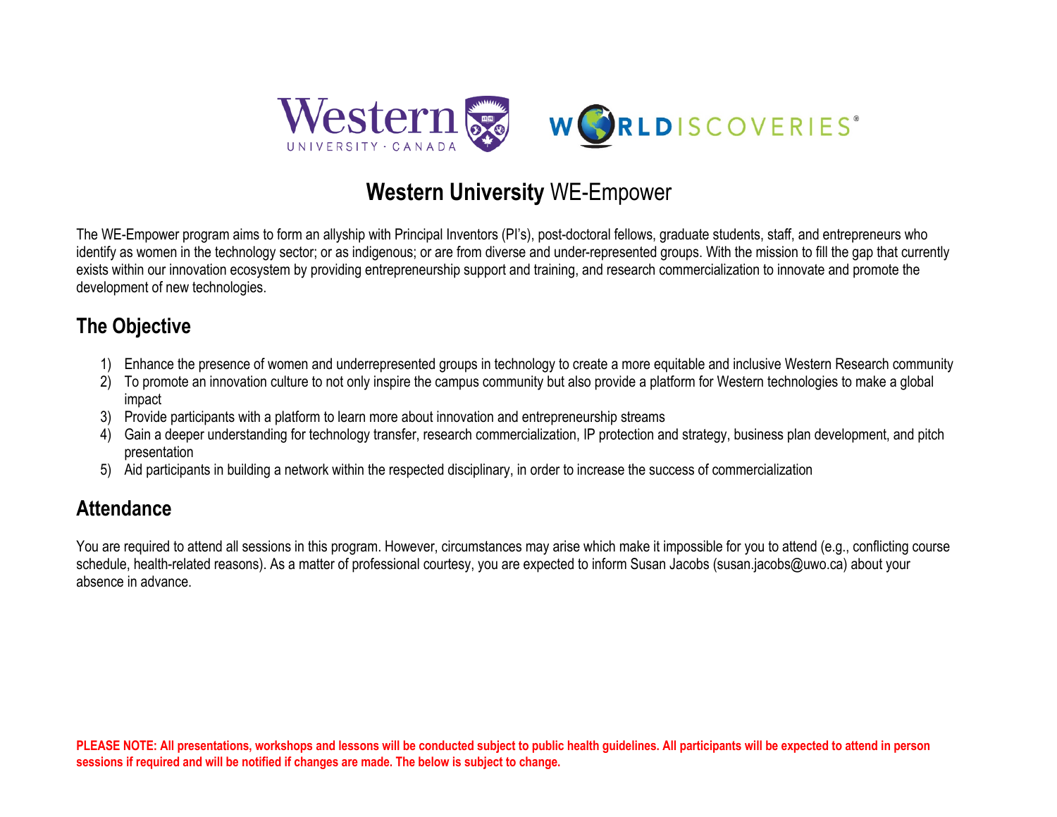# **Western University** WE-Empower

The WE-Empower program aims to form an allyship with Principal Inventors (PI's), post-doctoral fellows, graduate students, staff, and entrepreneurs who identify as women in the technology sector; or as indigenous; or are from diverse and under-represented groups. With the mission to fill the gap that currently exists within our innovation ecosystem by providing entrepreneurship support and training, and research commercialization to innovate and promote the development of new technologies.

## The Objective

1) Enhance the presence of women and underrepresented groups in technology to create a more equitable and inclusive Western Research community
2) To promote an innovation culture to not only inspire the campus community but also provide a platform for Western technologies to make a global impact
3) Provide participants with a platform to learn more about innovation and entrepreneurship streams
4) Gain a deeper understanding for technology transfer, research commercialization, IP protection and strategy, business plan development, and pitch presentation
5) Aid participants in building a network within the respected disciplinary, in order to increase the success of commercialization

## Attendance

You are required to attend all sessions in this program. However, circumstances may arise which make it impossible for you to attend (e.g., conflicting course schedule, health-related reasons). As a matter of professional courtesy, you are expected to inform Susan Jacobs (susan.jacobs@uwo.ca) about your absence in advance.

**PLEASE NOTE: All presentations, workshops and lessons will be conducted subject to public health guidelines. All participants will be expected to attend in person sessions if required and will be notified if changes are made. The below is subject to change.**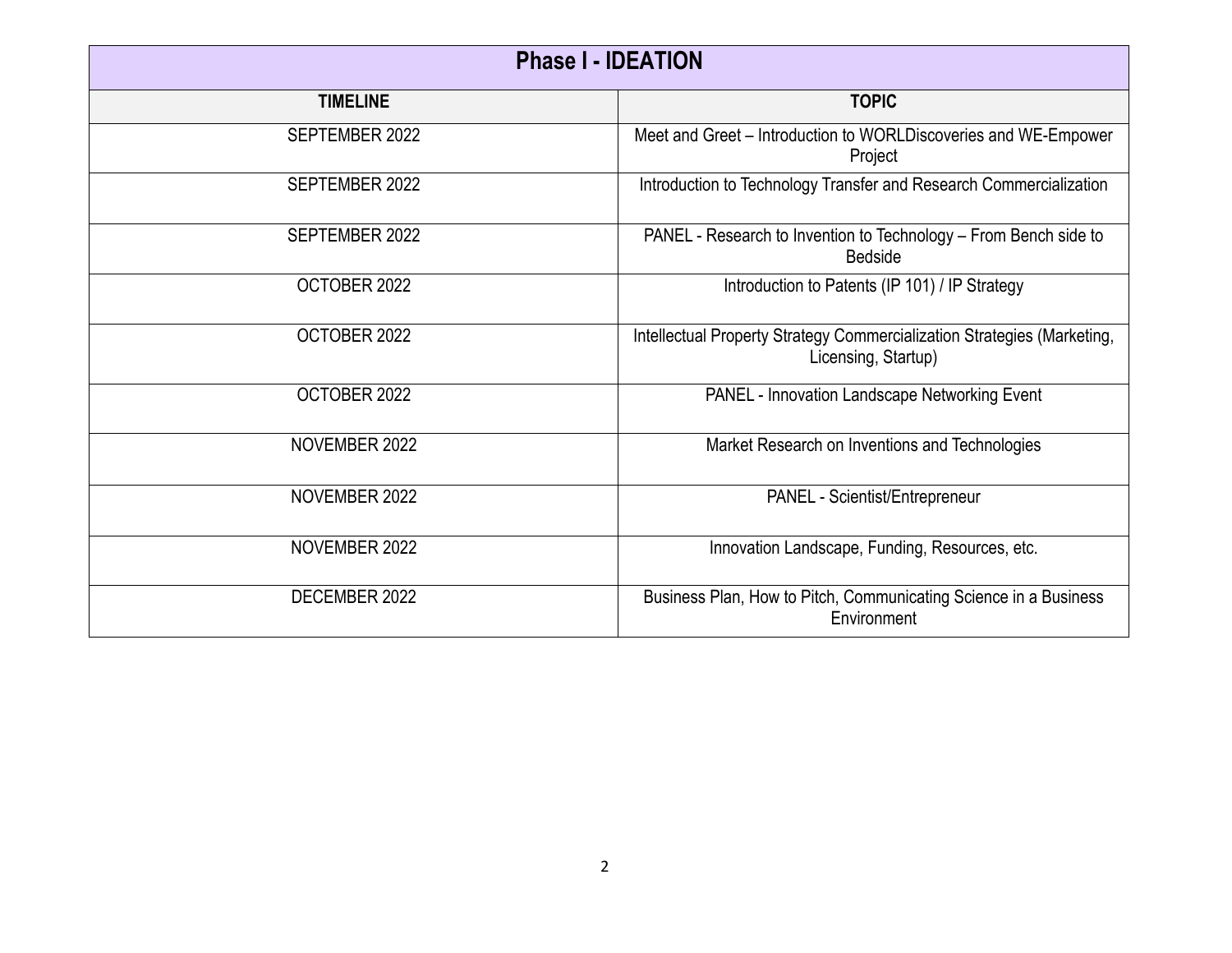| Phase I - IDEATION | |
|---|---|
| **TIMELINE** | **TOPIC** |
| SEPTEMBER 2022 | Meet and Greet – Introduction to WORLDiscoveries and WE-Empower Project |
| SEPTEMBER 2022 | Introduction to Technology Transfer and Research Commercialization |
| SEPTEMBER 2022 | PANEL - Research to Invention to Technology – From Bench side to Bedside |
| OCTOBER 2022 | Introduction to Patents (IP 101) / IP Strategy |
| OCTOBER 2022 | Intellectual Property Strategy Commercialization Strategies (Marketing, Licensing, Startup) |
| OCTOBER 2022 | PANEL - Innovation Landscape Networking Event |
| NOVEMBER 2022 | Market Research on Inventions and Technologies |
| NOVEMBER 2022 | PANEL - Scientist/Entrepreneur |
| NOVEMBER 2022 | Innovation Landscape, Funding, Resources, etc. |
| DECEMBER 2022 | Business Plan, How to Pitch, Communicating Science in a Business Environment |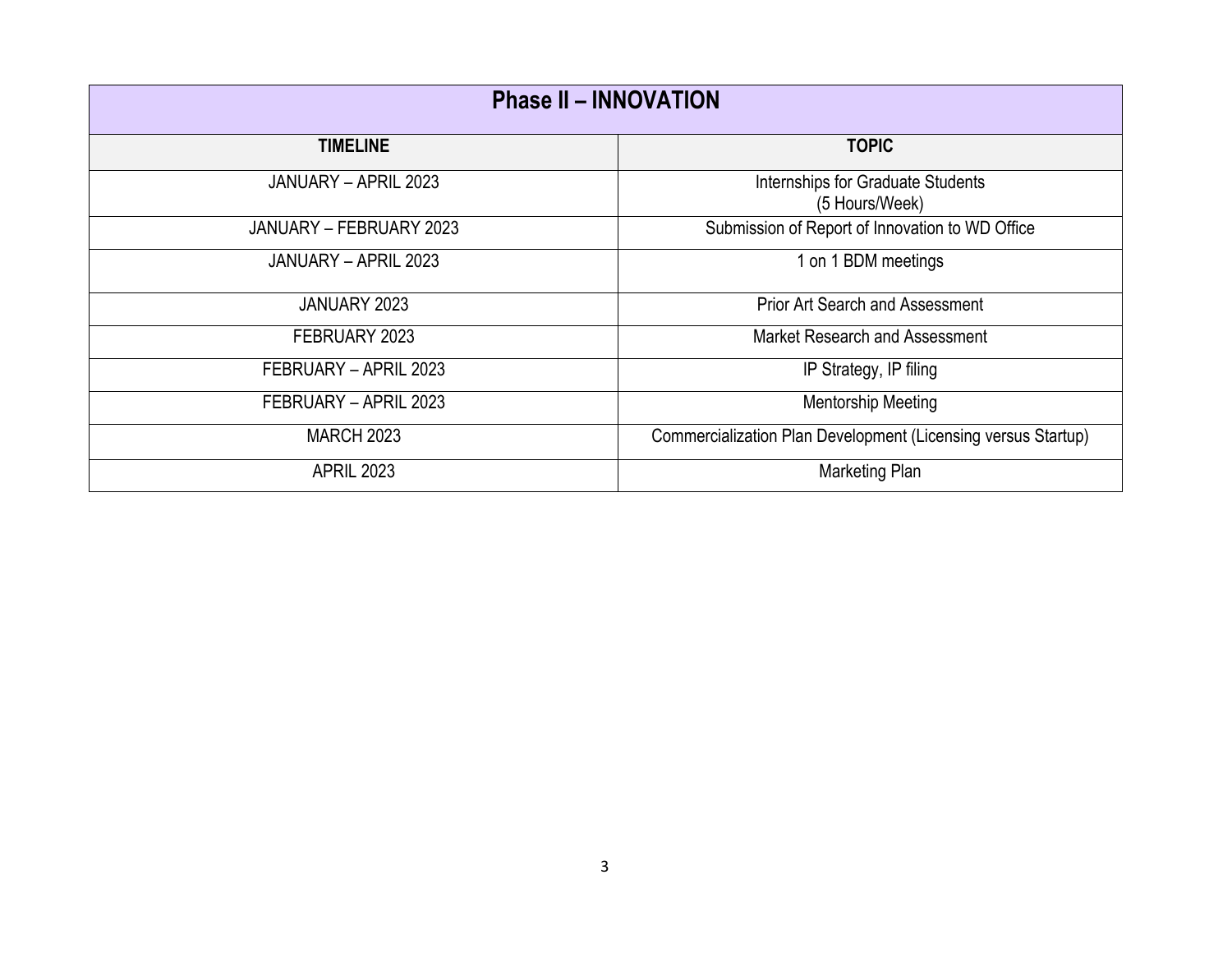| Phase II – INNOVATION | |
|---|---|
| **TIMELINE** | **TOPIC** |
| JANUARY – APRIL 2023 | Internships for Graduate Students (5 Hours/Week) |
| JANUARY – FEBRUARY 2023 | Submission of Report of Innovation to WD Office |
| JANUARY – APRIL 2023 | 1 on 1 BDM meetings |
| JANUARY 2023 | Prior Art Search and Assessment |
| FEBRUARY 2023 | Market Research and Assessment |
| FEBRUARY – APRIL 2023 | IP Strategy, IP filing |
| FEBRUARY – APRIL 2023 | Mentorship Meeting |
| MARCH 2023 | Commercialization Plan Development (Licensing versus Startup) |
| APRIL 2023 | Marketing Plan |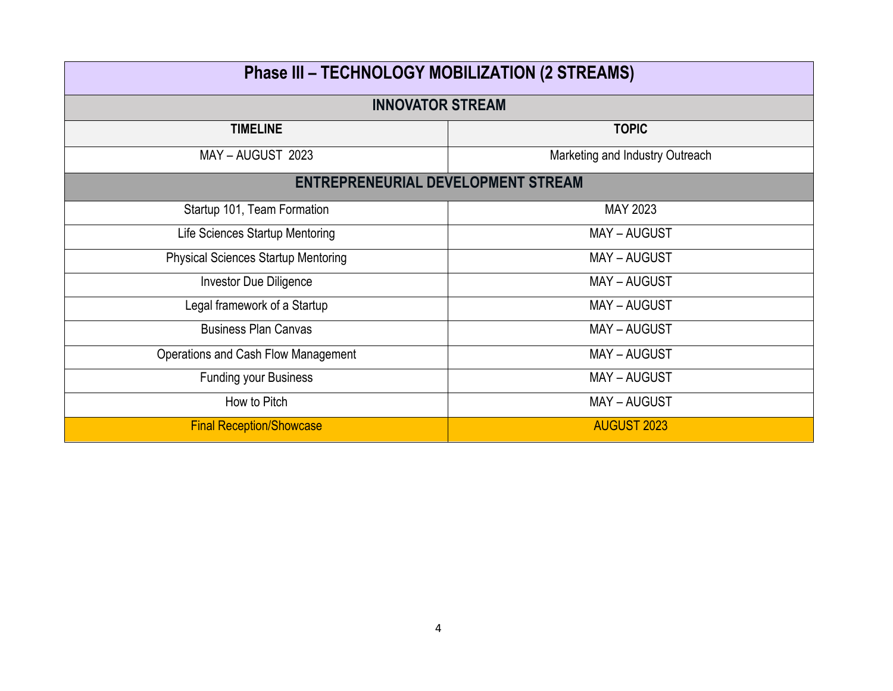# Phase III – TECHNOLOGY MOBILIZATION (2 STREAMS)

| INNOVATOR STREAM | |
|---|---|
| **TIMELINE** | **TOPIC** |
| MAY – AUGUST 2023 | Marketing and Industry Outreach |
| **ENTREPRENEURIAL DEVELOPMENT STREAM** | |
| Startup 101, Team Formation | MAY 2023 |
| Life Sciences Startup Mentoring | MAY – AUGUST |
| Physical Sciences Startup Mentoring | MAY – AUGUST |
| Investor Due Diligence | MAY – AUGUST |
| Legal framework of a Startup | MAY – AUGUST |
| Business Plan Canvas | MAY – AUGUST |
| Operations and Cash Flow Management | MAY – AUGUST |
| Funding your Business | MAY – AUGUST |
| How to Pitch | MAY – AUGUST |
| Final Reception/Showcase | AUGUST 2023 |